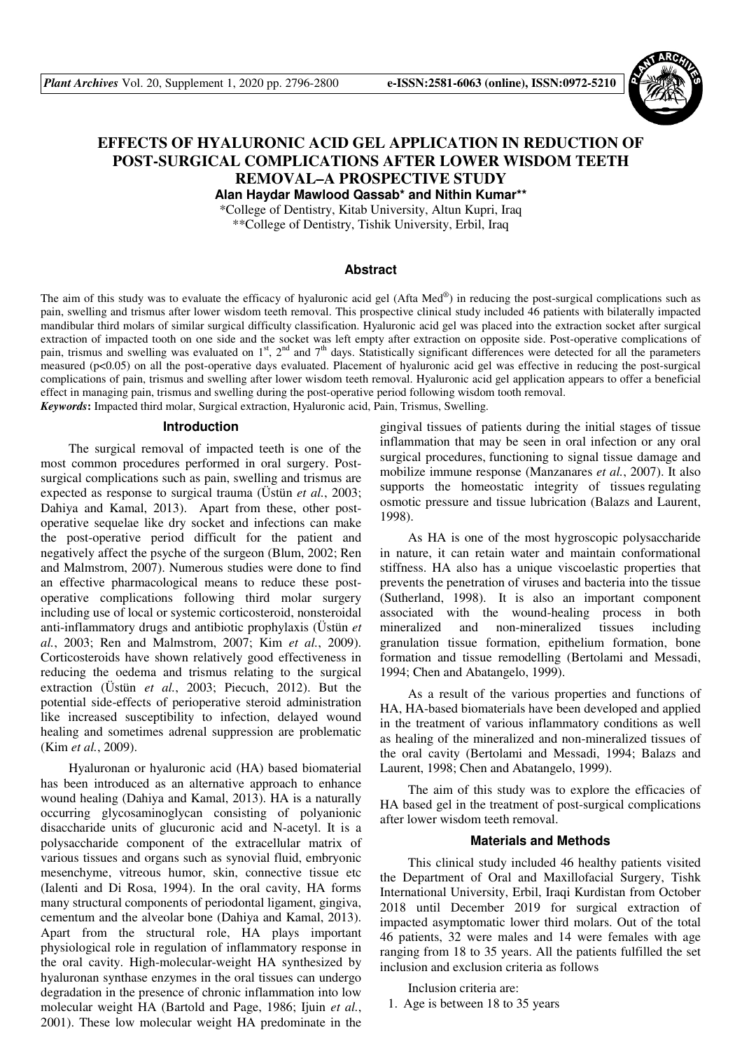// EFFECTS OF HYALURONIC ACID GEL APPLICATION IN REDUCTION OF POST-SURGICAL COMPLICATIONS AFTER LOWER WISDOM TEETH REMOVAL–A PROSPECTIVE STUDY

**Alan Haydar Mawlood Qassab* and Nithin Kumar****

*College of Dentistry, Kitab University, Altun Kupri, Iraq

**College of Dentistry, Tishik University, Erbil, Iraq

## Abstract

The aim of this study was to evaluate the efficacy of hyaluronic acid gel (Afta Med®) in reducing the post-surgical complications such as pain, swelling and trismus after lower wisdom teeth removal. This prospective clinical study included 46 patients with bilaterally impacted mandibular third molars of similar surgical difficulty classification. Hyaluronic acid gel was placed into the extraction socket after surgical extraction of impacted tooth on one side and the socket was left empty after extraction on opposite side. Post-operative complications of pain, trismus and swelling was evaluated on 1st, 2nd and 7th days. Statistically significant differences were detected for all the parameters measured ($p<0.05$) on all the post-operative days evaluated. Placement of hyaluronic acid gel was effective in reducing the post-surgical complications of pain, trismus and swelling after lower wisdom teeth removal. Hyaluronic acid gel application appears to offer a beneficial effect in managing pain, trismus and swelling during the post-operative period following wisdom tooth removal.

***Keywords*:** Impacted third molar, Surgical extraction, Hyaluronic acid, Pain, Trismus, Swelling.

## Introduction

The surgical removal of impacted teeth is one of the most common procedures performed in oral surgery. Post-surgical complications such as pain, swelling and trismus are expected as response to surgical trauma (Üstün *et al.*, 2003; Dahiya and Kamal, 2013). Apart from these, other post-operative sequelae like dry socket and infections can make the post-operative period difficult for the patient and negatively affect the psyche of the surgeon (Blum, 2002; Ren and Malmstrom, 2007). Numerous studies were done to find an effective pharmacological means to reduce these post-operative complications following third molar surgery including use of local or systemic corticosteroid, nonsteroidal anti-inflammatory drugs and antibiotic prophylaxis (Üstün *et al.*, 2003; Ren and Malmstrom, 2007; Kim *et al.*, 2009). Corticosteroids have shown relatively good effectiveness in reducing the oedema and trismus relating to the surgical extraction (Üstün *et al.*, 2003; Piecuch, 2012). But the potential side-effects of perioperative steroid administration like increased susceptibility to infection, delayed wound healing and sometimes adrenal suppression are problematic (Kim *et al.*, 2009).

Hyaluronan or hyaluronic acid (HA) based biomaterial has been introduced as an alternative approach to enhance wound healing (Dahiya and Kamal, 2013). HA is a naturally occurring glycosaminoglycan consisting of polyanionic disaccharide units of glucuronic acid and N-acetyl. It is a polysaccharide component of the extracellular matrix of various tissues and organs such as synovial fluid, embryonic mesenchyme, vitreous humor, skin, connective tissue etc (Ialenti and Di Rosa, 1994). In the oral cavity, HA forms many structural components of periodontal ligament, gingiva, cementum and the alveolar bone (Dahiya and Kamal, 2013). Apart from the structural role, HA plays important physiological role in regulation of inflammatory response in the oral cavity. High-molecular-weight HA synthesized by hyaluronan synthase enzymes in the oral tissues can undergo degradation in the presence of chronic inflammation into low molecular weight HA (Bartold and Page, 1986; Ijuin *et al.*, 2001). These low molecular weight HA predominate in the gingival tissues of patients during the initial stages of tissue inflammation that may be seen in oral infection or any oral surgical procedures, functioning to signal tissue damage and mobilize immune response (Manzanares *et al.*, 2007). It also supports the homeostatic integrity of tissues regulating osmotic pressure and tissue lubrication (Balazs and Laurent, 1998).

As HA is one of the most hygroscopic polysaccharide in nature, it can retain water and maintain conformational stiffness. HA also has a unique viscoelastic properties that prevents the penetration of viruses and bacteria into the tissue (Sutherland, 1998). It is also an important component associated with the wound-healing process in both mineralized and non-mineralized tissues including granulation tissue formation, epithelium formation, bone formation and tissue remodelling (Bertolami and Messadi, 1994; Chen and Abatangelo, 1999).

As a result of the various properties and functions of HA, HA-based biomaterials have been developed and applied in the treatment of various inflammatory conditions as well as healing of the mineralized and non-mineralized tissues of the oral cavity (Bertolami and Messadi, 1994; Balazs and Laurent, 1998; Chen and Abatangelo, 1999).

The aim of this study was to explore the efficacies of HA based gel in the treatment of post-surgical complications after lower wisdom teeth removal.

## Materials and Methods

This clinical study included 46 healthy patients visited the Department of Oral and Maxillofacial Surgery, Tishk International University, Erbil, Iraqi Kurdistan from October 2018 until December 2019 for surgical extraction of impacted asymptomatic lower third molars. Out of the total 46 patients, 32 were males and 14 were females with age ranging from 18 to 35 years. All the patients fulfilled the set inclusion and exclusion criteria as follows

Inclusion criteria are:

1. Age is between 18 to 35 years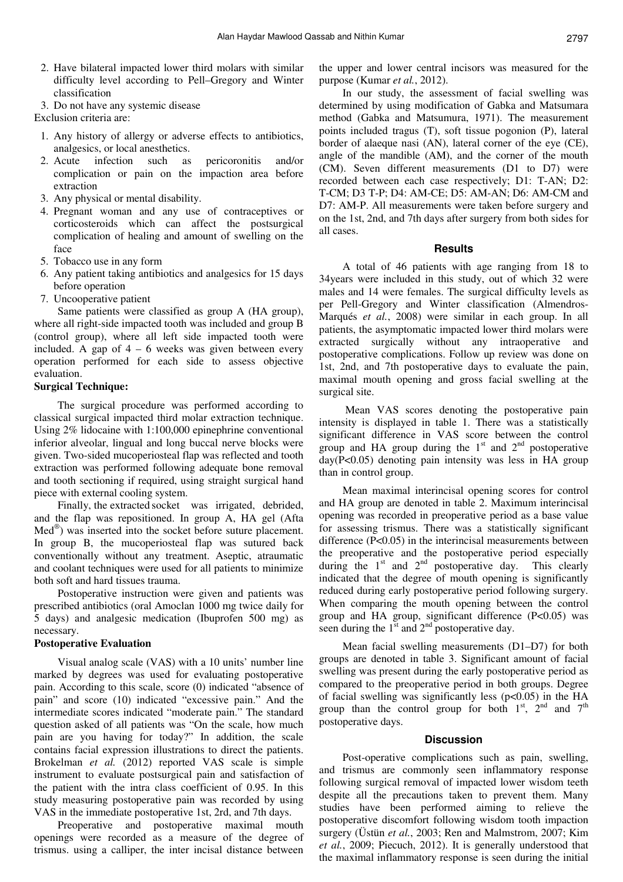2. Have bilateral impacted lower third molars with similar difficulty level according to Pell–Gregory and Winter classification
3. Do not have any systemic disease

Exclusion criteria are:

1. Any history of allergy or adverse effects to antibiotics, analgesics, or local anesthetics.
2. Acute infection such as pericoronitis and/or complication or pain on the impaction area before extraction
3. Any physical or mental disability.
4. Pregnant woman and any use of contraceptives or corticosteroids which can affect the postsurgical complication of healing and amount of swelling on the face
5. Tobacco use in any form
6. Any patient taking antibiotics and analgesics for 15 days before operation
7. Uncooperative patient

Same patients were classified as group A (HA group), where all right-side impacted tooth was included and group B (control group), where all left side impacted tooth were included. A gap of 4 – 6 weeks was given between every operation performed for each side to assess objective evaluation.

**Surgical Technique:**

The surgical procedure was performed according to classical surgical impacted third molar extraction technique. Using 2% lidocaine with 1:100,000 epinephrine conventional inferior alveolar, lingual and long buccal nerve blocks were given. Two-sided mucoperiosteal flap was reflected and tooth extraction was performed following adequate bone removal and tooth sectioning if required, using straight surgical hand piece with external cooling system.

Finally, the extracted socket was irrigated, debrided, and the flap was repositioned. In group A, HA gel (Afta Med®) was inserted into the socket before suture placement. In group B, the mucoperiosteal flap was sutured back conventionally without any treatment. Aseptic, atraumatic and coolant techniques were used for all patients to minimize both soft and hard tissues trauma.

Postoperative instruction were given and patients was prescribed antibiotics (oral Amoclan 1000 mg twice daily for 5 days) and analgesic medication (Ibuprofen 500 mg) as necessary.

**Postoperative Evaluation**

Visual analog scale (VAS) with a 10 units' number line marked by degrees was used for evaluating postoperative pain. According to this scale, score (0) indicated "absence of pain" and score (10) indicated "excessive pain." And the intermediate scores indicated "moderate pain." The standard question asked of all patients was "On the scale, how much pain are you having for today?" In addition, the scale contains facial expression illustrations to direct the patients. Brokelman *et al.* (2012) reported VAS scale is simple instrument to evaluate postsurgical pain and satisfaction of the patient with the intra class coefficient of 0.95. In this study measuring postoperative pain was recorded by using VAS in the immediate postoperative 1st, 2rd, and 7th days.

Preoperative and postoperative maximal mouth openings were recorded as a measure of the degree of trismus. using a calliper, the inter incisal distance between the upper and lower central incisors was measured for the purpose (Kumar *et al.*, 2012).

In our study, the assessment of facial swelling was determined by using modification of Gabka and Matsumara method (Gabka and Matsumura, 1971). The measurement points included tragus (T), soft tissue pogonion (P), lateral border of alaeque nasi (AN), lateral corner of the eye (CE), angle of the mandible (AM), and the corner of the mouth (CM). Seven different measurements (D1 to D7) were recorded between each case respectively; D1: T-AN; D2: T-CM; D3 T-P; D4: AM-CE; D5: AM-AN; D6: AM-CM and D7: AM-P. All measurements were taken before surgery and on the 1st, 2nd, and 7th days after surgery from both sides for all cases.

## Results

A total of 46 patients with age ranging from 18 to 34years were included in this study, out of which 32 were males and 14 were females. The surgical difficulty levels as per Pell-Gregory and Winter classification (Almendros-Marqués *et al.*, 2008) were similar in each group. In all patients, the asymptomatic impacted lower third molars were extracted surgically without any intraoperative and postoperative complications. Follow up review was done on 1st, 2nd, and 7th postoperative days to evaluate the pain, maximal mouth opening and gross facial swelling at the surgical site.

Mean VAS scores denoting the postoperative pain intensity is displayed in table 1. There was a statistically significant difference in VAS score between the control group and HA group during the 1st and 2nd postoperative day($P<0.05$) denoting pain intensity was less in HA group than in control group.

Mean maximal interincisal opening scores for control and HA group are denoted in table 2. Maximum interincisal opening was recorded in preoperative period as a base value for assessing trismus. There was a statistically significant difference ($P<0.05$) in the interincisal measurements between the preoperative and the postoperative period especially during the 1st and 2nd postoperative day. This clearly indicated that the degree of mouth opening is significantly reduced during early postoperative period following surgery. When comparing the mouth opening between the control group and HA group, significant difference ($P<0.05$) was seen during the 1st and 2nd postoperative day.

Mean facial swelling measurements (D1–D7) for both groups are denoted in table 3. Significant amount of facial swelling was present during the early postoperative period as compared to the preoperative period in both groups. Degree of facial swelling was significantly less ($p<0.05$) in the HA group than the control group for both 1st, 2nd and 7th postoperative days.

## Discussion

Post-operative complications such as pain, swelling, and trismus are commonly seen inflammatory response following surgical removal of impacted lower wisdom teeth despite all the precautions taken to prevent them. Many studies have been performed aiming to relieve the postoperative discomfort following wisdom tooth impaction surgery (Üstün *et al.*, 2003; Ren and Malmstrom, 2007; Kim *et al.*, 2009; Piecuch, 2012). It is generally understood that the maximal inflammatory response is seen during the initial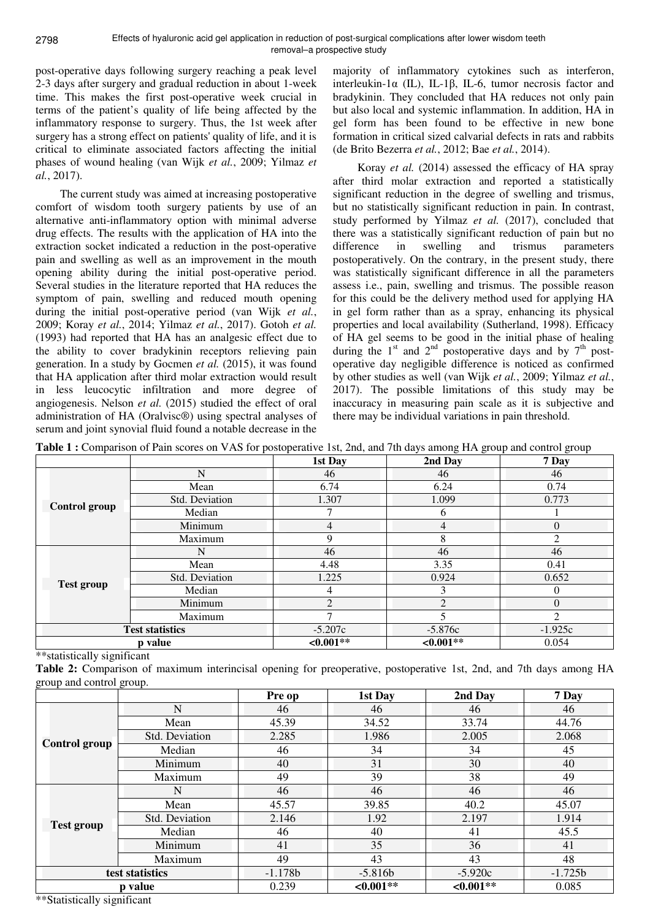post-operative days following surgery reaching a peak level 2-3 days after surgery and gradual reduction in about 1-week time. This makes the first post-operative week crucial in terms of the patient's quality of life being affected by the inflammatory response to surgery. Thus, the 1st week after surgery has a strong effect on patients' quality of life, and it is critical to eliminate associated factors affecting the initial phases of wound healing (van Wijk *et al.*, 2009; Yilmaz *et al.*, 2017).

The current study was aimed at increasing postoperative comfort of wisdom tooth surgery patients by use of an alternative anti-inflammatory option with minimal adverse drug effects. The results with the application of HA into the extraction socket indicated a reduction in the post-operative pain and swelling as well as an improvement in the mouth opening ability during the initial post-operative period. Several studies in the literature reported that HA reduces the symptom of pain, swelling and reduced mouth opening during the initial post-operative period (van Wijk *et al.*, 2009; Koray *et al.*, 2014; Yilmaz *et al.*, 2017). Gotoh *et al.* (1993) had reported that HA has an analgesic effect due to the ability to cover bradykinin receptors relieving pain generation. In a study by Gocmen *et al.* (2015), it was found that HA application after third molar extraction would result in less leucocytic infiltration and more degree of angiogenesis. Nelson *et al.* (2015) studied the effect of oral administration of HA (Oralvisc®) using spectral analyses of serum and joint synovial fluid found a notable decrease in the majority of inflammatory cytokines such as interferon, interleukin-1α (IL), IL-1β, IL-6, tumor necrosis factor and bradykinin. They concluded that HA reduces not only pain but also local and systemic inflammation. In addition, HA in gel form has been found to be effective in new bone formation in critical sized calvarial defects in rats and rabbits (de Brito Bezerra *et al.*, 2012; Bae *et al.*, 2014).

Koray *et al.* (2014) assessed the efficacy of HA spray after third molar extraction and reported a statistically significant reduction in the degree of swelling and trismus, but no statistically significant reduction in pain. In contrast, study performed by Yilmaz *et al.* (2017), concluded that there was a statistically significant reduction of pain but no difference in swelling and trismus parameters postoperatively. On the contrary, in the present study, there was statistically significant difference in all the parameters assess i.e., pain, swelling and trismus. The possible reason for this could be the delivery method used for applying HA in gel form rather than as a spray, enhancing its physical properties and local availability (Sutherland, 1998). Efficacy of HA gel seems to be good in the initial phase of healing during the 1st and 2nd postoperative days and by 7th post-operative day negligible difference is noticed as confirmed by other studies as well (van Wijk *et al.*, 2009; Yilmaz *et al.*, 2017). The possible limitations of this study may be inaccuracy in measuring pain scale as it is subjective and there may be individual variations in pain threshold.

**Table 1 :** Comparison of Pain scores on VAS for postoperative 1st, 2nd, and 7th days among HA group and control group

| | | 1st Day | 2nd Day | 7 Day |
|---|---|---|---|---|
| **Control group** | N | 46 | 46 | 46 |
| | Mean | 6.74 | 6.24 | 0.74 |
| | Std. Deviation | 1.307 | 1.099 | 0.773 |
| | Median | 7 | 6 | 1 |
| | Minimum | 4 | 4 | 0 |
| | Maximum | 9 | 8 | 2 |
| **Test group** | N | 46 | 46 | 46 |
| | Mean | 4.48 | 3.35 | 0.41 |
| | Std. Deviation | 1.225 | 0.924 | 0.652 |
| | Median | 4 | 3 | 0 |
| | Minimum | 2 | 2 | 0 |
| | Maximum | 7 | 5 | 2 |
| **Test statistics** | | -5.207c | -5.876c | -1.925c |
| **p value** | | **<0.001\*\*** | **<0.001\*\*** | 0.054 |

**statistically significant

**Table 2:** Comparison of maximum interincisal opening for preoperative, postoperative 1st, 2nd, and 7th days among HA group and control group.

| | | Pre op | 1st Day | 2nd Day | 7 Day |
|---|---|---|---|---|---|
| **Control group** | N | 46 | 46 | 46 | 46 |
| | Mean | 45.39 | 34.52 | 33.74 | 44.76 |
| | Std. Deviation | 2.285 | 1.986 | 2.005 | 2.068 |
| | Median | 46 | 34 | 34 | 45 |
| | Minimum | 40 | 31 | 30 | 40 |
| | Maximum | 49 | 39 | 38 | 49 |
| **Test group** | N | 46 | 46 | 46 | 46 |
| | Mean | 45.57 | 39.85 | 40.2 | 45.07 |
| | Std. Deviation | 2.146 | 1.92 | 2.197 | 1.914 |
| | Median | 46 | 40 | 41 | 45.5 |
| | Minimum | 41 | 35 | 36 | 41 |
| | Maximum | 49 | 43 | 43 | 48 |
| **test statistics** | | -1.178b | -5.816b | -5.920c | -1.725b |
| **p value** | | 0.239 | **<0.001\*\*** | **<0.001\*\*** | 0.085 |

**Statistically significant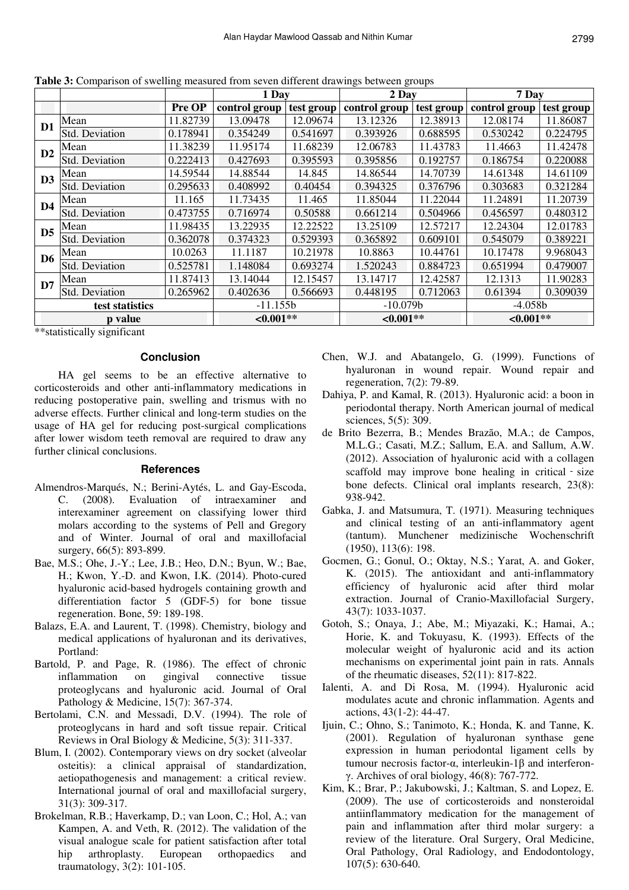**Table 3:** Comparison of swelling measured from seven different drawings between groups

| | | | 1 Day | | 2 Day | | 7 Day | |
|---|---|---|---|---|---|---|---|---|
| | | Pre OP | control group | test group | control group | test group | control group | test group |
| D1 | Mean | 11.82739 | 13.09478 | 12.09674 | 13.12326 | 12.38913 | 12.08174 | 11.86087 |
| | Std. Deviation | 0.178941 | 0.354249 | 0.541697 | 0.393926 | 0.688595 | 0.530242 | 0.224795 |
| D2 | Mean | 11.38239 | 11.95174 | 11.68239 | 12.06783 | 11.43783 | 11.4663 | 11.42478 |
| | Std. Deviation | 0.222413 | 0.427693 | 0.395593 | 0.395856 | 0.192757 | 0.186754 | 0.220088 |
| D3 | Mean | 14.59544 | 14.88544 | 14.845 | 14.86544 | 14.70739 | 14.61348 | 14.61109 |
| | Std. Deviation | 0.295633 | 0.408992 | 0.40454 | 0.394325 | 0.376796 | 0.303683 | 0.321284 |
| D4 | Mean | 11.165 | 11.73435 | 11.465 | 11.85044 | 11.22044 | 11.24891 | 11.20739 |
| | Std. Deviation | 0.473755 | 0.716974 | 0.50588 | 0.661214 | 0.504966 | 0.456597 | 0.480312 |
| D5 | Mean | 11.98435 | 13.22935 | 12.22522 | 13.25109 | 12.57217 | 12.24304 | 12.01783 |
| | Std. Deviation | 0.362078 | 0.374323 | 0.529393 | 0.365892 | 0.609101 | 0.545079 | 0.389221 |
| D6 | Mean | 10.0263 | 11.1187 | 10.21978 | 10.8863 | 10.44761 | 10.17478 | 9.968043 |
| | Std. Deviation | 0.525781 | 1.148084 | 0.693274 | 1.520243 | 0.884723 | 0.651994 | 0.479007 |
| D7 | Mean | 11.87413 | 13.14044 | 12.15457 | 13.14717 | 12.42587 | 12.1313 | 11.90283 |
| | Std. Deviation | 0.265962 | 0.402636 | 0.566693 | 0.448195 | 0.712063 | 0.61394 | 0.309039 |
| test statistics | | | -11.155b | | -10.079b | | -4.058b | |
| p value | | | **<0.001**** | | **<0.001**** | | **<0.001**** | |

**statistically significant

## Conclusion

HA gel seems to be an effective alternative to corticosteroids and other anti-inflammatory medications in reducing postoperative pain, swelling and trismus with no adverse effects. Further clinical and long-term studies on the usage of HA gel for reducing post-surgical complications after lower wisdom teeth removal are required to draw any further clinical conclusions.

## References

Almendros-Marqués, N.; Berini-Aytés, L. and Gay-Escoda, C. (2008). Evaluation of intraexaminer and interexaminer agreement on classifying lower third molars according to the systems of Pell and Gregory and of Winter. Journal of oral and maxillofacial surgery, 66(5): 893-899.

Bae, M.S.; Ohe, J.-Y.; Lee, J.B.; Heo, D.N.; Byun, W.; Bae, H.; Kwon, Y.-D. and Kwon, I.K. (2014). Photo-cured hyaluronic acid-based hydrogels containing growth and differentiation factor 5 (GDF-5) for bone tissue regeneration. Bone, 59: 189-198.

Balazs, E.A. and Laurent, T. (1998). Chemistry, biology and medical applications of hyaluronan and its derivatives, Portland:

Bartold, P. and Page, R. (1986). The effect of chronic inflammation on gingival connective tissue proteoglycans and hyaluronic acid. Journal of Oral Pathology & Medicine, 15(7): 367-374.

Bertolami, C.N. and Messadi, D.V. (1994). The role of proteoglycans in hard and soft tissue repair. Critical Reviews in Oral Biology & Medicine, 5(3): 311-337.

Blum, I. (2002). Contemporary views on dry socket (alveolar osteitis): a clinical appraisal of standardization, aetiopathogenesis and management: a critical review. International journal of oral and maxillofacial surgery, 31(3): 309-317.

Brokelman, R.B.; Haverkamp, D.; van Loon, C.; Hol, A.; van Kampen, A. and Veth, R. (2012). The validation of the visual analogue scale for patient satisfaction after total hip arthroplasty. European orthopaedics and traumatology, 3(2): 101-105.

Chen, W.J. and Abatangelo, G. (1999). Functions of hyaluronan in wound repair. Wound repair and regeneration, 7(2): 79-89.

Dahiya, P. and Kamal, R. (2013). Hyaluronic acid: a boon in periodontal therapy. North American journal of medical sciences, 5(5): 309.

de Brito Bezerra, B.; Mendes Brazão, M.A.; de Campos, M.L.G.; Casati, M.Z.; Sallum, E.A. and Sallum, A.W. (2012). Association of hyaluronic acid with a collagen scaffold may improve bone healing in critical‐size bone defects. Clinical oral implants research, 23(8): 938-942.

Gabka, J. and Matsumura, T. (1971). Measuring techniques and clinical testing of an anti-inflammatory agent (tantum). Munchener medizinische Wochenschrift (1950), 113(6): 198.

Gocmen, G.; Gonul, O.; Oktay, N.S.; Yarat, A. and Goker, K. (2015). The antioxidant and anti-inflammatory efficiency of hyaluronic acid after third molar extraction. Journal of Cranio-Maxillofacial Surgery, 43(7): 1033-1037.

Gotoh, S.; Onaya, J.; Abe, M.; Miyazaki, K.; Hamai, A.; Horie, K. and Tokuyasu, K. (1993). Effects of the molecular weight of hyaluronic acid and its action mechanisms on experimental joint pain in rats. Annals of the rheumatic diseases, 52(11): 817-822.

Ialenti, A. and Di Rosa, M. (1994). Hyaluronic acid modulates acute and chronic inflammation. Agents and actions, 43(1-2): 44-47.

Ijuin, C.; Ohno, S.; Tanimoto, K.; Honda, K. and Tanne, K. (2001). Regulation of hyaluronan synthase gene expression in human periodontal ligament cells by tumour necrosis factor-α, interleukin-1β and interferon-γ. Archives of oral biology, 46(8): 767-772.

Kim, K.; Brar, P.; Jakubowski, J.; Kaltman, S. and Lopez, E. (2009). The use of corticosteroids and nonsteroidal antiinflammatory medication for the management of pain and inflammation after third molar surgery: a review of the literature. Oral Surgery, Oral Medicine, Oral Pathology, Oral Radiology, and Endodontology, 107(5): 630-640.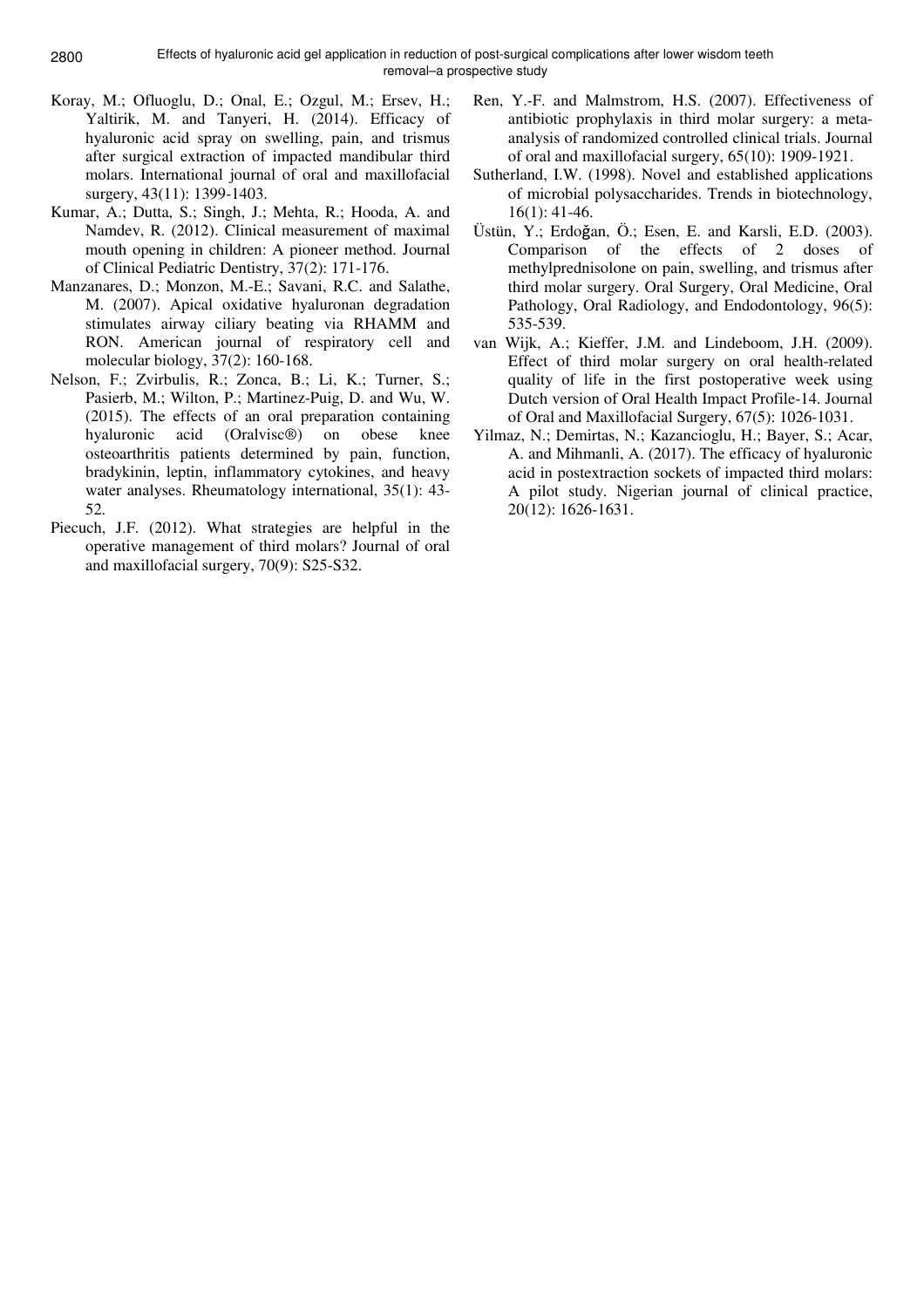Koray, M.; Ofluoglu, D.; Onal, E.; Ozgul, M.; Ersev, H.; Yaltirik, M. and Tanyeri, H. (2014). Efficacy of hyaluronic acid spray on swelling, pain, and trismus after surgical extraction of impacted mandibular third molars. International journal of oral and maxillofacial surgery, 43(11): 1399-1403.

Kumar, A.; Dutta, S.; Singh, J.; Mehta, R.; Hooda, A. and Namdev, R. (2012). Clinical measurement of maximal mouth opening in children: A pioneer method. Journal of Clinical Pediatric Dentistry, 37(2): 171-176.

Manzanares, D.; Monzon, M.-E.; Savani, R.C. and Salathe, M. (2007). Apical oxidative hyaluronan degradation stimulates airway ciliary beating via RHAMM and RON. American journal of respiratory cell and molecular biology, 37(2): 160-168.

Nelson, F.; Zvirbulis, R.; Zonca, B.; Li, K.; Turner, S.; Pasierb, M.; Wilton, P.; Martinez-Puig, D. and Wu, W. (2015). The effects of an oral preparation containing hyaluronic acid (Oralvisc®) on obese knee osteoarthritis patients determined by pain, function, bradykinin, leptin, inflammatory cytokines, and heavy water analyses. Rheumatology international, 35(1): 43-52.

Piecuch, J.F. (2012). What strategies are helpful in the operative management of third molars? Journal of oral and maxillofacial surgery, 70(9): S25-S32.

Ren, Y.-F. and Malmstrom, H.S. (2007). Effectiveness of antibiotic prophylaxis in third molar surgery: a meta-analysis of randomized controlled clinical trials. Journal of oral and maxillofacial surgery, 65(10): 1909-1921.

Sutherland, I.W. (1998). Novel and established applications of microbial polysaccharides. Trends in biotechnology, 16(1): 41-46.

Üstün, Y.; Erdoğan, Ö.; Esen, E. and Karsli, E.D. (2003). Comparison of the effects of 2 doses of methylprednisolone on pain, swelling, and trismus after third molar surgery. Oral Surgery, Oral Medicine, Oral Pathology, Oral Radiology, and Endodontology, 96(5): 535-539.

van Wijk, A.; Kieffer, J.M. and Lindeboom, J.H. (2009). Effect of third molar surgery on oral health-related quality of life in the first postoperative week using Dutch version of Oral Health Impact Profile-14. Journal of Oral and Maxillofacial Surgery, 67(5): 1026-1031.

Yilmaz, N.; Demirtas, N.; Kazancioglu, H.; Bayer, S.; Acar, A. and Mihmanli, A. (2017). The efficacy of hyaluronic acid in postextraction sockets of impacted third molars: A pilot study. Nigerian journal of clinical practice, 20(12): 1626-1631.